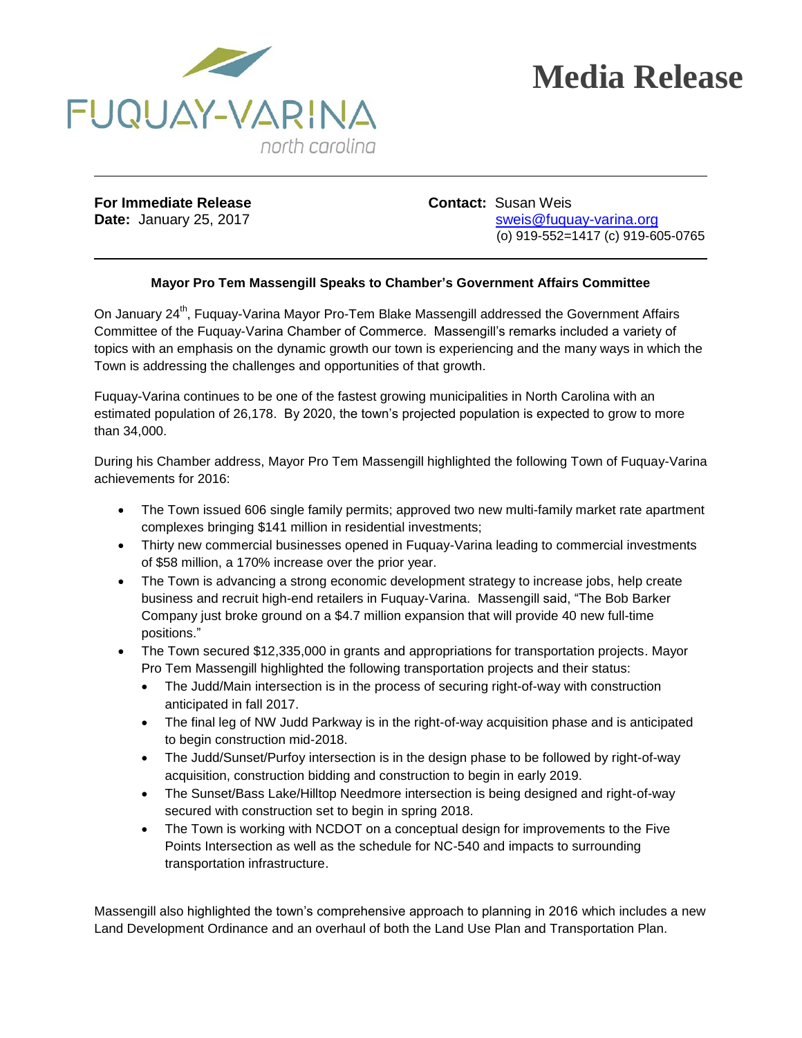FUQUAY-VARINA

north carolina

# Media Release

**For Immediate Release**
**Date:** January 25, 2017

**Contact:** Susan Weis
sweis@fuquay-varina.org
(o) 919-552=1417 (c) 919-605-0765

### Mayor Pro Tem Massengill Speaks to Chamber's Government Affairs Committee

On January 24th, Fuquay-Varina Mayor Pro-Tem Blake Massengill addressed the Government Affairs Committee of the Fuquay-Varina Chamber of Commerce. Massengill's remarks included a variety of topics with an emphasis on the dynamic growth our town is experiencing and the many ways in which the Town is addressing the challenges and opportunities of that growth.

Fuquay-Varina continues to be one of the fastest growing municipalities in North Carolina with an estimated population of 26,178. By 2020, the town's projected population is expected to grow to more than 34,000.

During his Chamber address, Mayor Pro Tem Massengill highlighted the following Town of Fuquay-Varina achievements for 2016:

- The Town issued 606 single family permits; approved two new multi-family market rate apartment complexes bringing $141 million in residential investments;
- Thirty new commercial businesses opened in Fuquay-Varina leading to commercial investments of $58 million, a 170% increase over the prior year.
- The Town is advancing a strong economic development strategy to increase jobs, help create business and recruit high-end retailers in Fuquay-Varina. Massengill said, "The Bob Barker Company just broke ground on a $4.7 million expansion that will provide 40 new full-time positions."
- The Town secured $12,335,000 in grants and appropriations for transportation projects. Mayor Pro Tem Massengill highlighted the following transportation projects and their status:
  - The Judd/Main intersection is in the process of securing right-of-way with construction anticipated in fall 2017.
  - The final leg of NW Judd Parkway is in the right-of-way acquisition phase and is anticipated to begin construction mid-2018.
  - The Judd/Sunset/Purfoy intersection is in the design phase to be followed by right-of-way acquisition, construction bidding and construction to begin in early 2019.
  - The Sunset/Bass Lake/Hilltop Needmore intersection is being designed and right-of-way secured with construction set to begin in spring 2018.
  - The Town is working with NCDOT on a conceptual design for improvements to the Five Points Intersection as well as the schedule for NC-540 and impacts to surrounding transportation infrastructure.

Massengill also highlighted the town's comprehensive approach to planning in 2016 which includes a new Land Development Ordinance and an overhaul of both the Land Use Plan and Transportation Plan.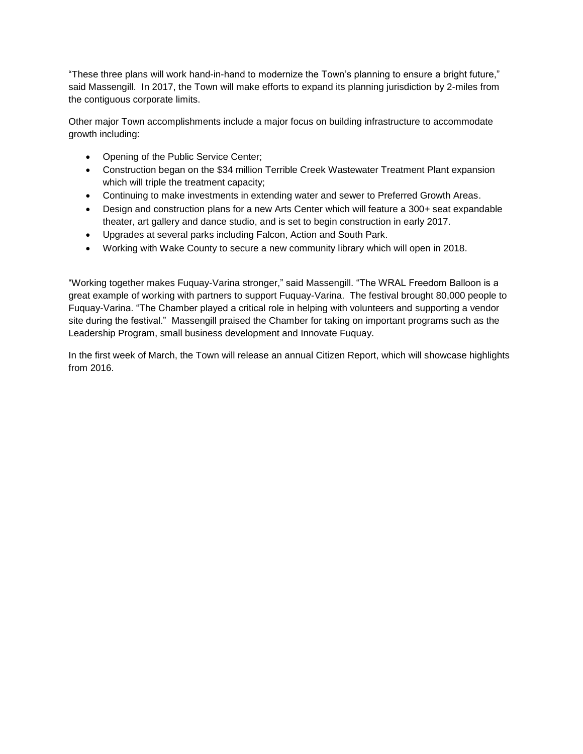“These three plans will work hand-in-hand to modernize the Town’s planning to ensure a bright future,” said Massengill. In 2017, the Town will make efforts to expand its planning jurisdiction by 2-miles from the contiguous corporate limits.

Other major Town accomplishments include a major focus on building infrastructure to accommodate growth including:

- Opening of the Public Service Center;
- Construction began on the $34 million Terrible Creek Wastewater Treatment Plant expansion which will triple the treatment capacity;
- Continuing to make investments in extending water and sewer to Preferred Growth Areas.
- Design and construction plans for a new Arts Center which will feature a 300+ seat expandable theater, art gallery and dance studio, and is set to begin construction in early 2017.
- Upgrades at several parks including Falcon, Action and South Park.
- Working with Wake County to secure a new community library which will open in 2018.

“Working together makes Fuquay-Varina stronger,” said Massengill. “The WRAL Freedom Balloon is a great example of working with partners to support Fuquay-Varina. The festival brought 80,000 people to Fuquay-Varina. “The Chamber played a critical role in helping with volunteers and supporting a vendor site during the festival.” Massengill praised the Chamber for taking on important programs such as the Leadership Program, small business development and Innovate Fuquay.

In the first week of March, the Town will release an annual Citizen Report, which will showcase highlights from 2016.